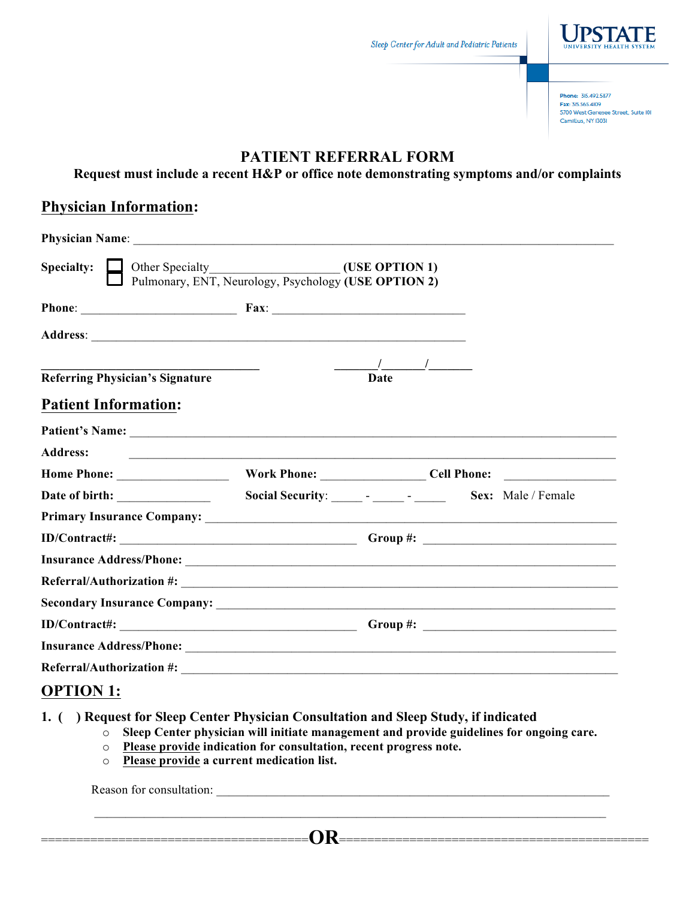Sleep Center for Adult and Pediatric Patients

**UPSTATE**
UNIVERSITY HEALTH SYSTEM

Phone: 315.492.5877
Fax: 315.565.4109
5700 West Genesee Street, Suite 101
Camillus, NY 13031

# PATIENT REFERRAL FORM

**Request must include a recent H&P or office note demonstrating symptoms and/or complaints**

## Physician Information:

**Physician Name**: ______________________________________________________________________

**Specialty:** ☐ Other Specialty____________________ **(USE OPTION 1)**
☐ Pulmonary, ENT, Neurology, Psychology **(USE OPTION 2)**

**Phone**: ________________________ **Fax**: ______________________________

**Address**: ________________________________________________________

___________________________________ _______/_______/_______
**Referring Physician's Signature** **Date**

## Patient Information:

**Patient's Name:** ______________________________________________________________________

**Address:** ______________________________________________________________________

**Home Phone:** _________________ **Work Phone:** ________________ **Cell Phone:** _________________

**Date of birth:** ______________ **Social Security**: _____ - _____ - _____ **Sex:** Male / Female

**Primary Insurance Company:** ______________________________________________________________

**ID/Contract#:** ____________________________________ **Group #:** ______________________________

**Insurance Address/Phone:** ________________________________________________________________

**Referral/Authorization #:** ________________________________________________________________

**Secondary Insurance Company:** ____________________________________________________________

**ID/Contract#:** ____________________________________ **Group #:** ______________________________

**Insurance Address/Phone:** ________________________________________________________________

**Referral/Authorization #:** ________________________________________________________________

## OPTION 1:

**1. ( ) Request for Sleep Center Physician Consultation and Sleep Study, if indicated**

- **Sleep Center physician will initiate management and provide guidelines for ongoing care.**
- **Please provide indication for consultation, recent progress note.**
- **Please provide a current medication list.**

Reason for consultation: ____________________________________________________________

______________________________________________________________________________

=====================================**OR**=====================================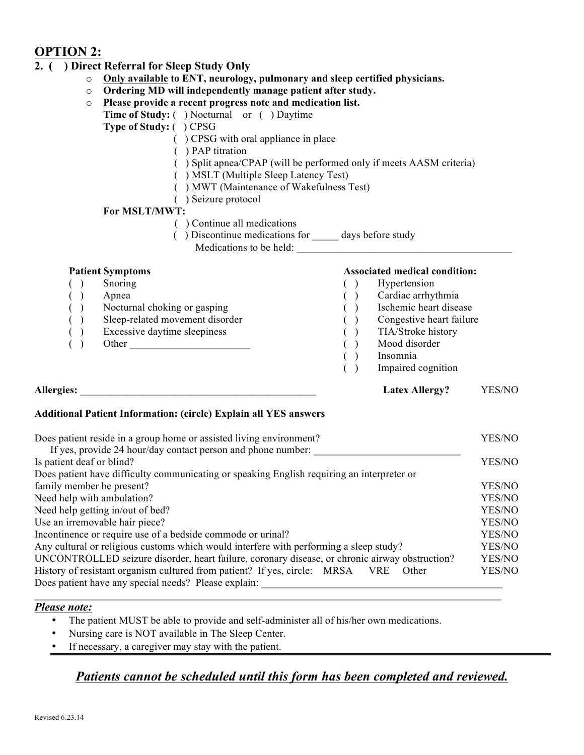## OPTION 2:

**2. ( ) Direct Referral for Sleep Study Only**

- **Only available to ENT, neurology, pulmonary and sleep certified physicians.**
- **Ordering MD will independently manage patient after study.**
- **Please provide a recent progress note and medication list.**

**Time of Study:** ( ) Nocturnal or ( ) Daytime

**Type of Study:** ( ) CPSG
( ) CPSG with oral appliance in place
( ) PAP titration
( ) Split apnea/CPAP (will be performed only if meets AASM criteria)
( ) MSLT (Multiple Sleep Latency Test)
( ) MWT (Maintenance of Wakefulness Test)
( ) Seizure protocol

**For MSLT/MWT:**
( ) Continue all medications
( ) Discontinue medications for _____ days before study
Medications to be held: ___________________________________________

**Patient Symptoms**
( ) Snoring
( ) Apnea
( ) Nocturnal choking or gasping
( ) Sleep-related movement disorder
( ) Excessive daytime sleepiness
( ) Other _______________________

**Associated medical condition:**
( ) Hypertension
( ) Cardiac arrhythmia
( ) Ischemic heart disease
( ) Congestive heart failure
( ) TIA/Stroke history
( ) Mood disorder
( ) Insomnia
( ) Impaired cognition

**Allergies:** _______________________________________________ **Latex Allergy?** YES/NO

**Additional Patient Information: (circle) Explain all YES answers**

| | |
|---|---|
| Does patient reside in a group home or assisted living environment?<br>If yes, provide 24 hour/day contact person and phone number: ____________________________ | YES/NO |
| Is patient deaf or blind? | YES/NO |
| Does patient have difficulty communicating or speaking English requiring an interpreter or family member be present? | YES/NO |
| Need help with ambulation? | YES/NO |
| Need help getting in/out of bed? | YES/NO |
| Use an irremovable hair piece? | YES/NO |
| Incontinence or require use of a bedside commode or urinal? | YES/NO |
| Any cultural or religious customs which would interfere with performing a sleep study? | YES/NO |
| UNCONTROLLED seizure disorder, heart failure, coronary disease, or chronic airway obstruction? | YES/NO |
| History of resistant organism cultured from patient? If yes, circle: MRSA VRE Other | YES/NO |

Does patient have any special needs? Please explain: _______________________________________________

_______________________________________________________________________________________

***Please note:***

- The patient MUST be able to provide and self-administer all of his/her own medications.
- Nursing care is NOT available in The Sleep Center.
- If necessary, a caregiver may stay with the patient.

## ***Patients cannot be scheduled until this form has been completed and reviewed.***

Revised 6.23.14